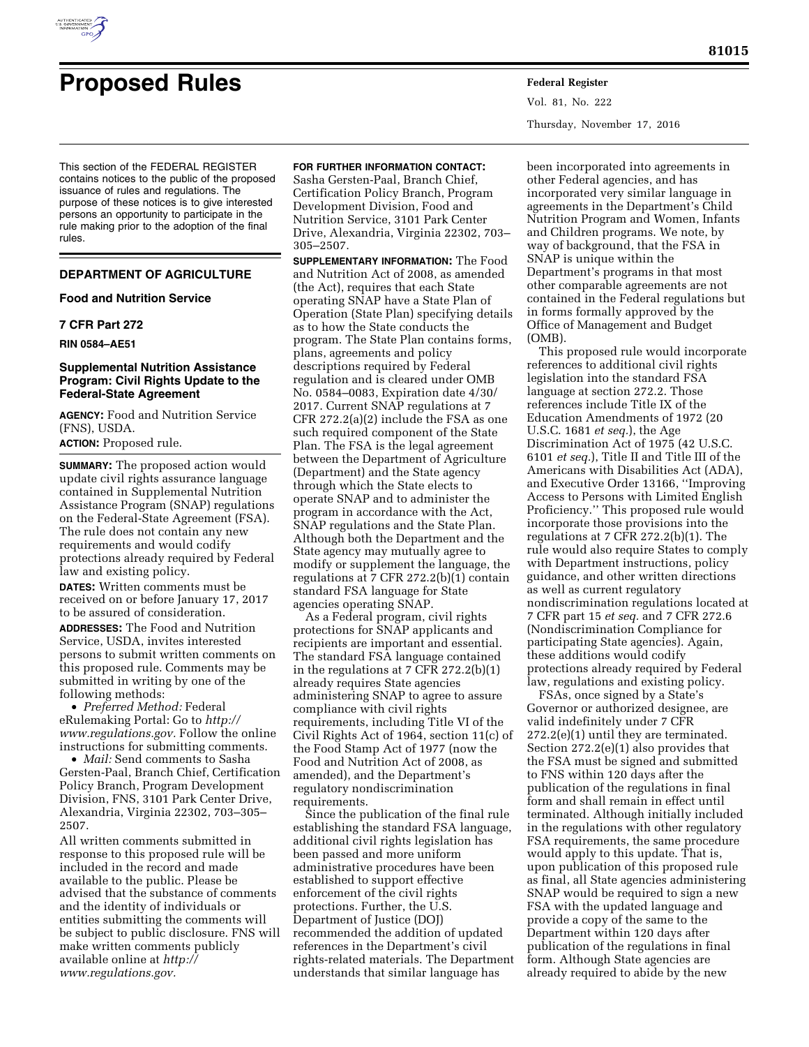# Proposed Rules

This section of the FEDERAL REGISTER contains notices to the public of the proposed issuance of rules and regulations. The purpose of these notices is to give interested persons an opportunity to participate in the rule making prior to the adoption of the final rules.

## DEPARTMENT OF AGRICULTURE

### Food and Nutrition Service

### 7 CFR Part 272

**RIN 0584–AE51**

### Supplemental Nutrition Assistance Program: Civil Rights Update to the Federal-State Agreement

**AGENCY:** Food and Nutrition Service (FNS), USDA.

**ACTION:** Proposed rule.

**SUMMARY:** The proposed action would update civil rights assurance language contained in Supplemental Nutrition Assistance Program (SNAP) regulations on the Federal-State Agreement (FSA). The rule does not contain any new requirements and would codify protections already required by Federal law and existing policy.

**DATES:** Written comments must be received on or before January 17, 2017 to be assured of consideration.

**ADDRESSES:** The Food and Nutrition Service, USDA, invites interested persons to submit written comments on this proposed rule. Comments may be submitted in writing by one of the following methods:

- *Preferred Method:* Federal eRulemaking Portal: Go to *http://www.regulations.gov.* Follow the online instructions for submitting comments.
- *Mail:* Send comments to Sasha Gersten-Paal, Branch Chief, Certification Policy Branch, Program Development Division, FNS, 3101 Park Center Drive, Alexandria, Virginia 22302, 703–305–2507.

All written comments submitted in response to this proposed rule will be included in the record and made available to the public. Please be advised that the substance of comments and the identity of individuals or entities submitting the comments will be subject to public disclosure. FNS will make written comments publicly available online at *http://www.regulations.gov.*

**FOR FURTHER INFORMATION CONTACT:** Sasha Gersten-Paal, Branch Chief, Certification Policy Branch, Program Development Division, Food and Nutrition Service, 3101 Park Center Drive, Alexandria, Virginia 22302, 703–305–2507.

**SUPPLEMENTARY INFORMATION:** The Food and Nutrition Act of 2008, as amended (the Act), requires that each State operating SNAP have a State Plan of Operation (State Plan) specifying details as to how the State conducts the program. The State Plan contains forms, plans, agreements and policy descriptions required by Federal regulation and is cleared under OMB No. 0584–0083, Expiration date 4/30/2017. Current SNAP regulations at 7 CFR 272.2(a)(2) include the FSA as one such required component of the State Plan. The FSA is the legal agreement between the Department of Agriculture (Department) and the State agency through which the State elects to operate SNAP and to administer the program in accordance with the Act, SNAP regulations and the State Plan. Although both the Department and the State agency may mutually agree to modify or supplement the language, the regulations at 7 CFR 272.2(b)(1) contain standard FSA language for State agencies operating SNAP.

As a Federal program, civil rights protections for SNAP applicants and recipients are important and essential. The standard FSA language contained in the regulations at 7 CFR 272.2(b)(1) already requires State agencies administering SNAP to agree to assure compliance with civil rights requirements, including Title VI of the Civil Rights Act of 1964, section 11(c) of the Food Stamp Act of 1977 (now the Food and Nutrition Act of 2008, as amended), and the Department's regulatory nondiscrimination requirements.

Since the publication of the final rule establishing the standard FSA language, additional civil rights legislation has been passed and more uniform administrative procedures have been established to support effective enforcement of the civil rights protections. Further, the U.S. Department of Justice (DOJ) recommended the addition of updated references in the Department's civil rights-related materials. The Department understands that similar language has been incorporated into agreements in other Federal agencies, and has incorporated very similar language in agreements in the Department's Child Nutrition Program and Women, Infants and Children programs. We note, by way of background, that the FSA in SNAP is unique within the Department's programs in that most other comparable agreements are not contained in the Federal regulations but in forms formally approved by the Office of Management and Budget (OMB).

This proposed rule would incorporate references to additional civil rights legislation into the standard FSA language at section 272.2. Those references include Title IX of the Education Amendments of 1972 (20 U.S.C. 1681 *et seq.*), the Age Discrimination Act of 1975 (42 U.S.C. 6101 *et seq.*), Title II and Title III of the Americans with Disabilities Act (ADA), and Executive Order 13166, ''Improving Access to Persons with Limited English Proficiency.'' This proposed rule would incorporate those provisions into the regulations at 7 CFR 272.2(b)(1). The rule would also require States to comply with Department instructions, policy guidance, and other written directions as well as current regulatory nondiscrimination regulations located at 7 CFR part 15 *et seq.* and 7 CFR 272.6 (Nondiscrimination Compliance for participating State agencies). Again, these additions would codify protections already required by Federal law, regulations and existing policy.

FSAs, once signed by a State's Governor or authorized designee, are valid indefinitely under 7 CFR 272.2(e)(1) until they are terminated. Section 272.2(e)(1) also provides that the FSA must be signed and submitted to FNS within 120 days after the publication of the regulations in final form and shall remain in effect until terminated. Although initially included in the regulations with other regulatory FSA requirements, the same procedure would apply to this update. That is, upon publication of this proposed rule as final, all State agencies administering SNAP would be required to sign a new FSA with the updated language and provide a copy of the same to the Department within 120 days after publication of the regulations in final form. Although State agencies are already required to abide by the new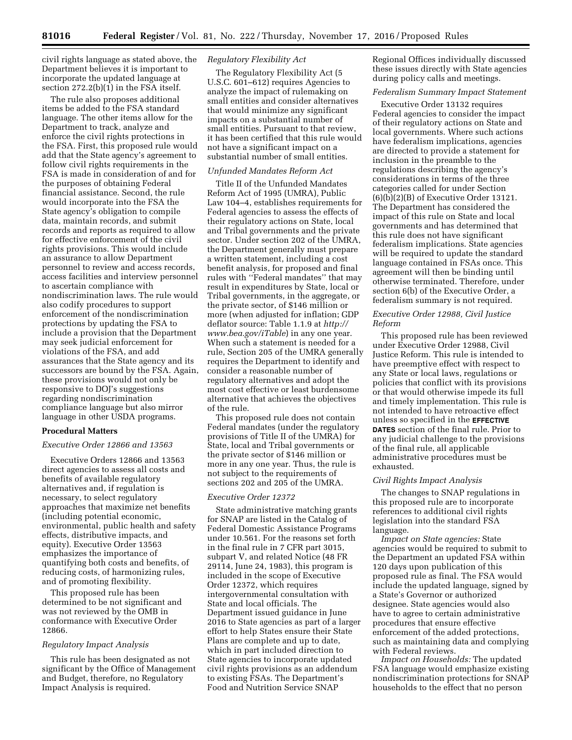civil rights language as stated above, the Department believes it is important to incorporate the updated language at section 272.2(b)(1) in the FSA itself.

The rule also proposes additional items be added to the FSA standard language. The other items allow for the Department to track, analyze and enforce the civil rights protections in the FSA. First, this proposed rule would add that the State agency's agreement to follow civil rights requirements in the FSA is made in consideration of and for the purposes of obtaining Federal financial assistance. Second, the rule would incorporate into the FSA the State agency's obligation to compile data, maintain records, and submit records and reports as required to allow for effective enforcement of the civil rights provisions. This would include an assurance to allow Department personnel to review and access records, access facilities and interview personnel to ascertain compliance with nondiscrimination laws. The rule would also codify procedures to support enforcement of the nondiscrimination protections by updating the FSA to include a provision that the Department may seek judicial enforcement for violations of the FSA, and add assurances that the State agency and its successors are bound by the FSA. Again, these provisions would not only be responsive to DOJ's suggestions regarding nondiscrimination compliance language but also mirror language in other USDA programs.

## Procedural Matters

### *Executive Order 12866 and 13563*

Executive Orders 12866 and 13563 direct agencies to assess all costs and benefits of available regulatory alternatives and, if regulation is necessary, to select regulatory approaches that maximize net benefits (including potential economic, environmental, public health and safety effects, distributive impacts, and equity). Executive Order 13563 emphasizes the importance of quantifying both costs and benefits, of reducing costs, of harmonizing rules, and of promoting flexibility.

This proposed rule has been determined to be not significant and was not reviewed by the OMB in conformance with Executive Order 12866.

### *Regulatory Impact Analysis*

This rule has been designated as not significant by the Office of Management and Budget, therefore, no Regulatory Impact Analysis is required.

### *Regulatory Flexibility Act*

The Regulatory Flexibility Act (5 U.S.C. 601–612) requires Agencies to analyze the impact of rulemaking on small entities and consider alternatives that would minimize any significant impacts on a substantial number of small entities. Pursuant to that review, it has been certified that this rule would not have a significant impact on a substantial number of small entities.

### *Unfunded Mandates Reform Act*

Title II of the Unfunded Mandates Reform Act of 1995 (UMRA), Public Law 104–4, establishes requirements for Federal agencies to assess the effects of their regulatory actions on State, local and Tribal governments and the private sector. Under section 202 of the UMRA, the Department generally must prepare a written statement, including a cost benefit analysis, for proposed and final rules with "Federal mandates" that may result in expenditures by State, local or Tribal governments, in the aggregate, or the private sector, of $146 million or more (when adjusted for inflation; GDP deflator source: Table 1.1.9 at *http://www.bea.gov/iTable*) in any one year. When such a statement is needed for a rule, Section 205 of the UMRA generally requires the Department to identify and consider a reasonable number of regulatory alternatives and adopt the most cost effective or least burdensome alternative that achieves the objectives of the rule.

This proposed rule does not contain Federal mandates (under the regulatory provisions of Title II of the UMRA) for State, local and Tribal governments or the private sector of $146 million or more in any one year. Thus, the rule is not subject to the requirements of sections 202 and 205 of the UMRA.

### *Executive Order 12372*

State administrative matching grants for SNAP are listed in the Catalog of Federal Domestic Assistance Programs under 10.561. For the reasons set forth in the final rule in 7 CFR part 3015, subpart V, and related Notice (48 FR 29114, June 24, 1983), this program is included in the scope of Executive Order 12372, which requires intergovernmental consultation with State and local officials. The Department issued guidance in June 2016 to State agencies as part of a larger effort to help States ensure their State Plans are complete and up to date, which in part included direction to State agencies to incorporate updated civil rights provisions as an addendum to existing FSAs. The Department's Food and Nutrition Service SNAP Regional Offices individually discussed these issues directly with State agencies during policy calls and meetings.

### *Federalism Summary Impact Statement*

Executive Order 13132 requires Federal agencies to consider the impact of their regulatory actions on State and local governments. Where such actions have federalism implications, agencies are directed to provide a statement for inclusion in the preamble to the regulations describing the agency's considerations in terms of the three categories called for under Section (6)(b)(2)(B) of Executive Order 13121. The Department has considered the impact of this rule on State and local governments and has determined that this rule does not have significant federalism implications. State agencies will be required to update the standard language contained in FSAs once. This agreement will then be binding until otherwise terminated. Therefore, under section 6(b) of the Executive Order, a federalism summary is not required.

### *Executive Order 12988, Civil Justice Reform*

This proposed rule has been reviewed under Executive Order 12988, Civil Justice Reform. This rule is intended to have preemptive effect with respect to any State or local laws, regulations or policies that conflict with its provisions or that would otherwise impede its full and timely implementation. This rule is not intended to have retroactive effect unless so specified in the **EFFECTIVE DATES** section of the final rule. Prior to any judicial challenge to the provisions of the final rule, all applicable administrative procedures must be exhausted.

### *Civil Rights Impact Analysis*

The changes to SNAP regulations in this proposed rule are to incorporate references to additional civil rights legislation into the standard FSA language.

*Impact on State agencies:* State agencies would be required to submit to the Department an updated FSA within 120 days upon publication of this proposed rule as final. The FSA would include the updated language, signed by a State's Governor or authorized designee. State agencies would also have to agree to certain administrative procedures that ensure effective enforcement of the added protections, such as maintaining data and complying with Federal reviews.

*Impact on Households:* The updated FSA language would emphasize existing nondiscrimination protections for SNAP households to the effect that no person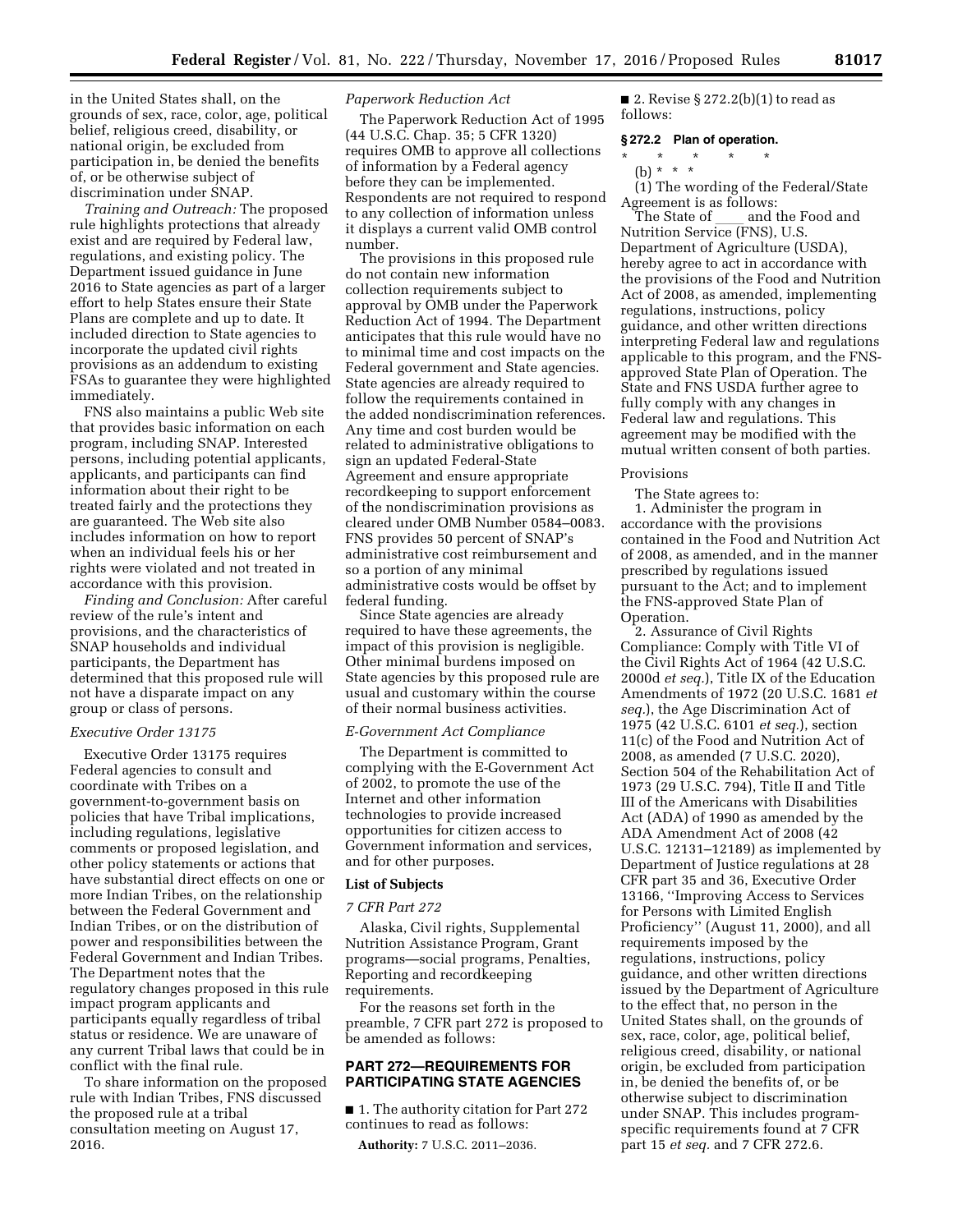in the United States shall, on the grounds of sex, race, color, age, political belief, religious creed, disability, or national origin, be excluded from participation in, be denied the benefits of, or be otherwise subject of discrimination under SNAP.

*Training and Outreach:* The proposed rule highlights protections that already exist and are required by Federal law, regulations, and existing policy. The Department issued guidance in June 2016 to State agencies as part of a larger effort to help States ensure their State Plans are complete and up to date. It included direction to State agencies to incorporate the updated civil rights provisions as an addendum to existing FSAs to guarantee they were highlighted immediately.

FNS also maintains a public Web site that provides basic information on each program, including SNAP. Interested persons, including potential applicants, applicants, and participants can find information about their right to be treated fairly and the protections they are guaranteed. The Web site also includes information on how to report when an individual feels his or her rights were violated and not treated in accordance with this provision.

*Finding and Conclusion:* After careful review of the rule's intent and provisions, and the characteristics of SNAP households and individual participants, the Department has determined that this proposed rule will not have a disparate impact on any group or class of persons.

### *Executive Order 13175*

Executive Order 13175 requires Federal agencies to consult and coordinate with Tribes on a government-to-government basis on policies that have Tribal implications, including regulations, legislative comments or proposed legislation, and other policy statements or actions that have substantial direct effects on one or more Indian Tribes, on the relationship between the Federal Government and Indian Tribes, or on the distribution of power and responsibilities between the Federal Government and Indian Tribes. The Department notes that the regulatory changes proposed in this rule impact program applicants and participants equally regardless of tribal status or residence. We are unaware of any current Tribal laws that could be in conflict with the final rule.

To share information on the proposed rule with Indian Tribes, FNS discussed the proposed rule at a tribal consultation meeting on August 17, 2016.

### *Paperwork Reduction Act*

The Paperwork Reduction Act of 1995 (44 U.S.C. Chap. 35; 5 CFR 1320) requires OMB to approve all collections of information by a Federal agency before they can be implemented. Respondents are not required to respond to any collection of information unless it displays a current valid OMB control number.

The provisions in this proposed rule do not contain new information collection requirements subject to approval by OMB under the Paperwork Reduction Act of 1994. The Department anticipates that this rule would have no to minimal time and cost impacts on the Federal government and State agencies. State agencies are already required to follow the requirements contained in the added nondiscrimination references. Any time and cost burden would be related to administrative obligations to sign an updated Federal-State Agreement and ensure appropriate recordkeeping to support enforcement of the nondiscrimination provisions as cleared under OMB Number 0584–0083. FNS provides 50 percent of SNAP's administrative cost reimbursement and so a portion of any minimal administrative costs would be offset by federal funding.

Since State agencies are already required to have these agreements, the impact of this provision is negligible. Other minimal burdens imposed on State agencies by this proposed rule are usual and customary within the course of their normal business activities.

### *E-Government Act Compliance*

The Department is committed to complying with the E-Government Act of 2002, to promote the use of the Internet and other information technologies to provide increased opportunities for citizen access to Government information and services, and for other purposes.

### List of Subjects

#### *7 CFR Part 272*

Alaska, Civil rights, Supplemental Nutrition Assistance Program, Grant programs—social programs, Penalties, Reporting and recordkeeping requirements.

For the reasons set forth in the preamble, 7 CFR part 272 is proposed to be amended as follows:

## PART 272—REQUIREMENTS FOR PARTICIPATING STATE AGENCIES

■ 1. The authority citation for Part 272 continues to read as follows:

**Authority:** 7 U.S.C. 2011–2036.

■ 2. Revise § 272.2(b)(1) to read as follows:

### § 272.2 Plan of operation.

\* \* \* \* \*

(b) \* \* \*

(1) The wording of the Federal/State Agreement is as follows:

The State of \_\_\_\_ and the Food and Nutrition Service (FNS), U.S. Department of Agriculture (USDA), hereby agree to act in accordance with the provisions of the Food and Nutrition Act of 2008, as amended, implementing regulations, instructions, policy guidance, and other written directions interpreting Federal law and regulations applicable to this program, and the FNS-approved State Plan of Operation. The State and FNS USDA further agree to fully comply with any changes in Federal law and regulations. This agreement may be modified with the mutual written consent of both parties.

Provisions

The State agrees to:

1. Administer the program in accordance with the provisions contained in the Food and Nutrition Act of 2008, as amended, and in the manner prescribed by regulations issued pursuant to the Act; and to implement the FNS-approved State Plan of Operation.

2. Assurance of Civil Rights Compliance: Comply with Title VI of the Civil Rights Act of 1964 (42 U.S.C. 2000d *et seq.*), Title IX of the Education Amendments of 1972 (20 U.S.C. 1681 *et seq.*), the Age Discrimination Act of 1975 (42 U.S.C. 6101 *et seq.*), section 11(c) of the Food and Nutrition Act of 2008, as amended (7 U.S.C. 2020), Section 504 of the Rehabilitation Act of 1973 (29 U.S.C. 794), Title II and Title III of the Americans with Disabilities Act (ADA) of 1990 as amended by the ADA Amendment Act of 2008 (42 U.S.C. 12131–12189) as implemented by Department of Justice regulations at 28 CFR part 35 and 36, Executive Order 13166, ''Improving Access to Services for Persons with Limited English Proficiency'' (August 11, 2000), and all requirements imposed by the regulations, instructions, policy guidance, and other written directions issued by the Department of Agriculture to the effect that, no person in the United States shall, on the grounds of sex, race, color, age, political belief, religious creed, disability, or national origin, be excluded from participation in, be denied the benefits of, or be otherwise subject to discrimination under SNAP. This includes program-specific requirements found at 7 CFR part 15 *et seq.* and 7 CFR 272.6.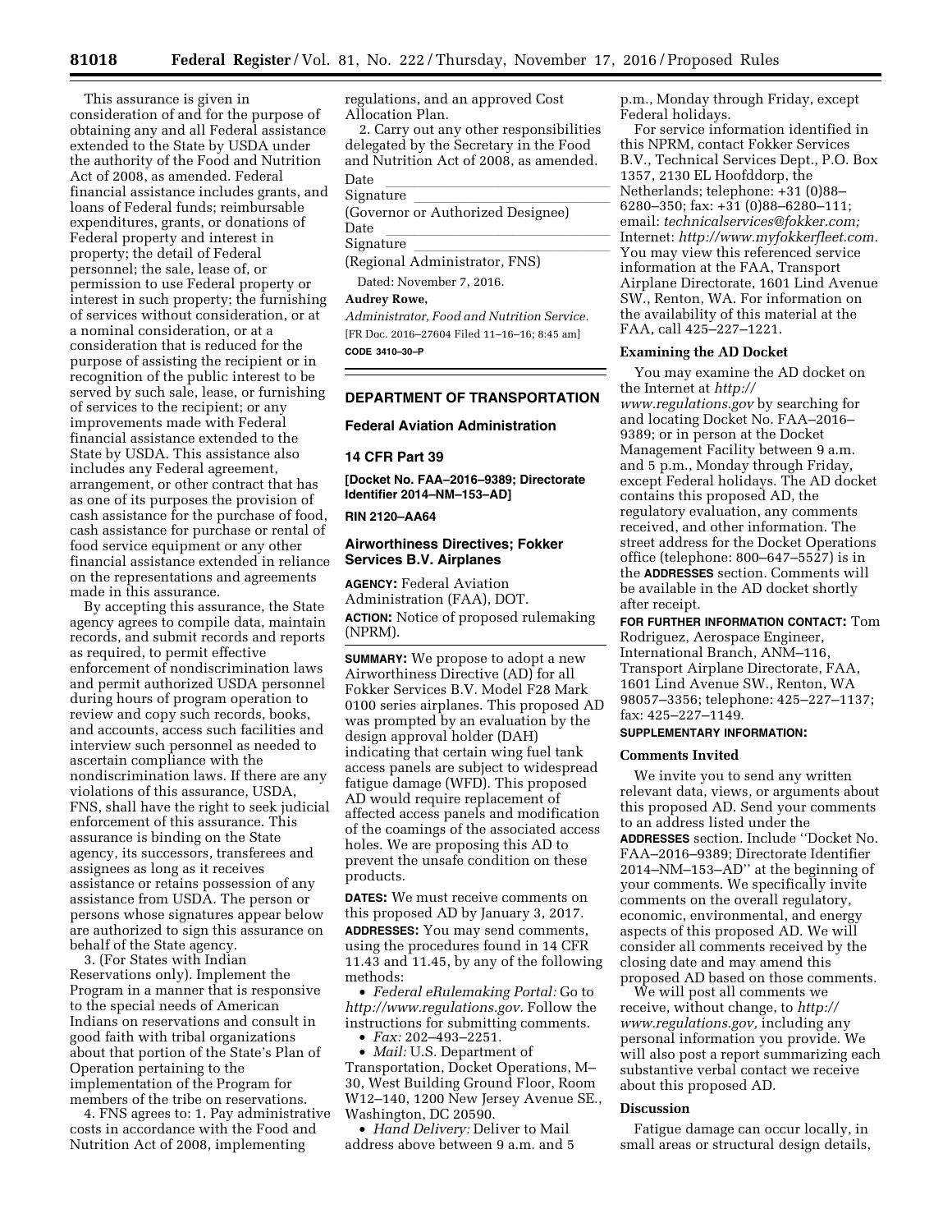This assurance is given in consideration of and for the purpose of obtaining any and all Federal assistance extended to the State by USDA under the authority of the Food and Nutrition Act of 2008, as amended. Federal financial assistance includes grants, and loans of Federal funds; reimbursable expenditures, grants, or donations of Federal property and interest in property; the detail of Federal personnel; the sale, lease of, or permission to use Federal property or interest in such property; the furnishing of services without consideration, or at a nominal consideration, or at a consideration that is reduced for the purpose of assisting the recipient or in recognition of the public interest to be served by such sale, lease, or furnishing of services to the recipient; or any improvements made with Federal financial assistance extended to the State by USDA. This assistance also includes any Federal agreement, arrangement, or other contract that has as one of its purposes the provision of cash assistance for the purchase of food, cash assistance for purchase or rental of food service equipment or any other financial assistance extended in reliance on the representations and agreements made in this assurance.

By accepting this assurance, the State agency agrees to compile data, maintain records, and submit records and reports as required, to permit effective enforcement of nondiscrimination laws and permit authorized USDA personnel during hours of program operation to review and copy such records, books, and accounts, access such facilities and interview such personnel as needed to ascertain compliance with the nondiscrimination laws. If there are any violations of this assurance, USDA, FNS, shall have the right to seek judicial enforcement of this assurance. This assurance is binding on the State agency, its successors, transferees and assignees as long as it receives assistance or retains possession of any assistance from USDA. The person or persons whose signatures appear below are authorized to sign this assurance on behalf of the State agency.

3. (For States with Indian Reservations only). Implement the Program in a manner that is responsive to the special needs of American Indians on reservations and consult in good faith with tribal organizations about that portion of the State's Plan of Operation pertaining to the implementation of the Program for members of the tribe on reservations.

4. FNS agrees to: 1. Pay administrative costs in accordance with the Food and Nutrition Act of 2008, implementing regulations, and an approved Cost Allocation Plan.

2. Carry out any other responsibilities delegated by the Secretary in the Food and Nutrition Act of 2008, as amended.

Date \_\_\_\_\_\_\_\_\_\_\_\_\_\_\_\_\_\_\_\_

Signature \_\_\_\_\_\_\_\_\_\_\_\_\_\_\_\_\_\_\_\_

(Governor or Authorized Designee)

Date \_\_\_\_\_\_\_\_\_\_\_\_\_\_\_\_\_\_\_\_

Signature \_\_\_\_\_\_\_\_\_\_\_\_\_\_\_\_\_\_\_\_

(Regional Administrator, FNS)

Dated: November 7, 2016.

**Audrey Rowe,**

*Administrator, Food and Nutrition Service.*

[FR Doc. 2016–27604 Filed 11–16–16; 8:45 am]

**CODE 3410–30–P**

---

## DEPARTMENT OF TRANSPORTATION

### Federal Aviation Administration

### 14 CFR Part 39

**[Docket No. FAA–2016–9389; Directorate Identifier 2014–NM–153–AD]**

**RIN 2120–AA64**

### Airworthiness Directives; Fokker Services B.V. Airplanes

**AGENCY:** Federal Aviation Administration (FAA), DOT.

**ACTION:** Notice of proposed rulemaking (NPRM).

**SUMMARY:** We propose to adopt a new Airworthiness Directive (AD) for all Fokker Services B.V. Model F28 Mark 0100 series airplanes. This proposed AD was prompted by an evaluation by the design approval holder (DAH) indicating that certain wing fuel tank access panels are subject to widespread fatigue damage (WFD). This proposed AD would require replacement of affected access panels and modification of the coamings of the associated access holes. We are proposing this AD to prevent the unsafe condition on these products.

**DATES:** We must receive comments on this proposed AD by January 3, 2017.

**ADDRESSES:** You may send comments, using the procedures found in 14 CFR 11.43 and 11.45, by any of the following methods:

- *Federal eRulemaking Portal:* Go to *http://www.regulations.gov.* Follow the instructions for submitting comments.
- *Fax:* 202–493–2251.
- *Mail:* U.S. Department of Transportation, Docket Operations, M–30, West Building Ground Floor, Room W12–140, 1200 New Jersey Avenue SE., Washington, DC 20590.
- *Hand Delivery:* Deliver to Mail address above between 9 a.m. and 5 p.m., Monday through Friday, except Federal holidays.

For service information identified in this NPRM, contact Fokker Services B.V., Technical Services Dept., P.O. Box 1357, 2130 EL Hoofddorp, the Netherlands; telephone: +31 (0)88–6280–350; fax: +31 (0)88–6280–111; email: *technicalservices@fokker.com;* Internet: *http://www.myfokkerfleet.com.* You may view this referenced service information at the FAA, Transport Airplane Directorate, 1601 Lind Avenue SW., Renton, WA. For information on the availability of this material at the FAA, call 425–227–1221.

#### Examining the AD Docket

You may examine the AD docket on the Internet at *http://www.regulations.gov* by searching for and locating Docket No. FAA–2016–9389; or in person at the Docket Management Facility between 9 a.m. and 5 p.m., Monday through Friday, except Federal holidays. The AD docket contains this proposed AD, the regulatory evaluation, any comments received, and other information. The street address for the Docket Operations office (telephone: 800–647–5527) is in the **ADDRESSES** section. Comments will be available in the AD docket shortly after receipt.

**FOR FURTHER INFORMATION CONTACT:** Tom Rodriguez, Aerospace Engineer, International Branch, ANM–116, Transport Airplane Directorate, FAA, 1601 Lind Avenue SW., Renton, WA 98057–3356; telephone: 425–227–1137; fax: 425–227–1149.

**SUPPLEMENTARY INFORMATION:**

#### Comments Invited

We invite you to send any written relevant data, views, or arguments about this proposed AD. Send your comments to an address listed under the **ADDRESSES** section. Include "Docket No. FAA–2016–9389; Directorate Identifier 2014–NM–153–AD" at the beginning of your comments. We specifically invite comments on the overall regulatory, economic, environmental, and energy aspects of this proposed AD. We will consider all comments received by the closing date and may amend this proposed AD based on those comments.

We will post all comments we receive, without change, to *http://www.regulations.gov,* including any personal information you provide. We will also post a report summarizing each substantive verbal contact we receive about this proposed AD.

#### Discussion

Fatigue damage can occur locally, in small areas or structural design details,